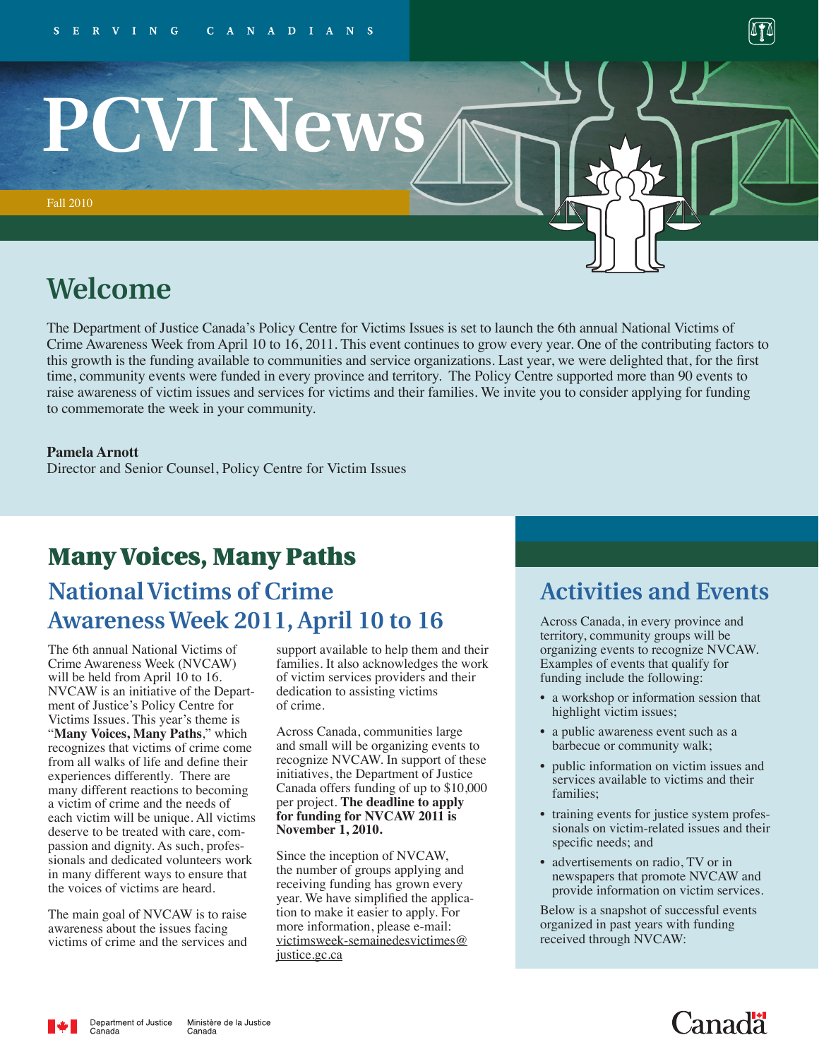SERVING CANADIANS

# PCVI News

Fall 2010

## Welcome

The Department of Justice Canada's Policy Centre for Victims Issues is set to launch the 6th annual National Victims of Crime Awareness Week from April 10 to 16, 2011. This event continues to grow every year. One of the contributing factors to this growth is the funding available to communities and service organizations. Last year, we were delighted that, for the first time, community events were funded in every province and territory. The Policy Centre supported more than 90 events to raise awareness of victim issues and services for victims and their families. We invite you to consider applying for funding to commemorate the week in your community.

**Pamela Arnott**
Director and Senior Counsel, Policy Centre for Victim Issues

## Many Voices, Many Paths

### National Victims of Crime Awareness Week 2011, April 10 to 16

The 6th annual National Victims of Crime Awareness Week (NVCAW) will be held from April 10 to 16. NVCAW is an initiative of the Department of Justice's Policy Centre for Victims Issues. This year's theme is "**Many Voices, Many Paths**," which recognizes that victims of crime come from all walks of life and define their experiences differently. There are many different reactions to becoming a victim of crime and the needs of each victim will be unique. All victims deserve to be treated with care, compassion and dignity. As such, professionals and dedicated volunteers work in many different ways to ensure that the voices of victims are heard.

The main goal of NVCAW is to raise awareness about the issues facing victims of crime and the services and support available to help them and their families. It also acknowledges the work of victim services providers and their dedication to assisting victims of crime.

Across Canada, communities large and small will be organizing events to recognize NVCAW. In support of these initiatives, the Department of Justice Canada offers funding of up to $10,000 per project. **The deadline to apply for funding for NVCAW 2011 is November 1, 2010.**

Since the inception of NVCAW, the number of groups applying and receiving funding has grown every year. We have simplified the application to make it easier to apply. For more information, please e-mail: victimsweek-semainedesvictimes@justice.gc.ca

## Activities and Events

Across Canada, in every province and territory, community groups will be organizing events to recognize NVCAW. Examples of events that qualify for funding include the following:

- a workshop or information session that highlight victim issues;
- a public awareness event such as a barbecue or community walk;
- public information on victim issues and services available to victims and their families;
- training events for justice system professionals on victim-related issues and their specific needs; and
- advertisements on radio, TV or in newspapers that promote NVCAW and provide information on victim services.

Below is a snapshot of successful events organized in past years with funding received through NVCAW:

Department of Justice Canada | Ministère de la Justice Canada

Canada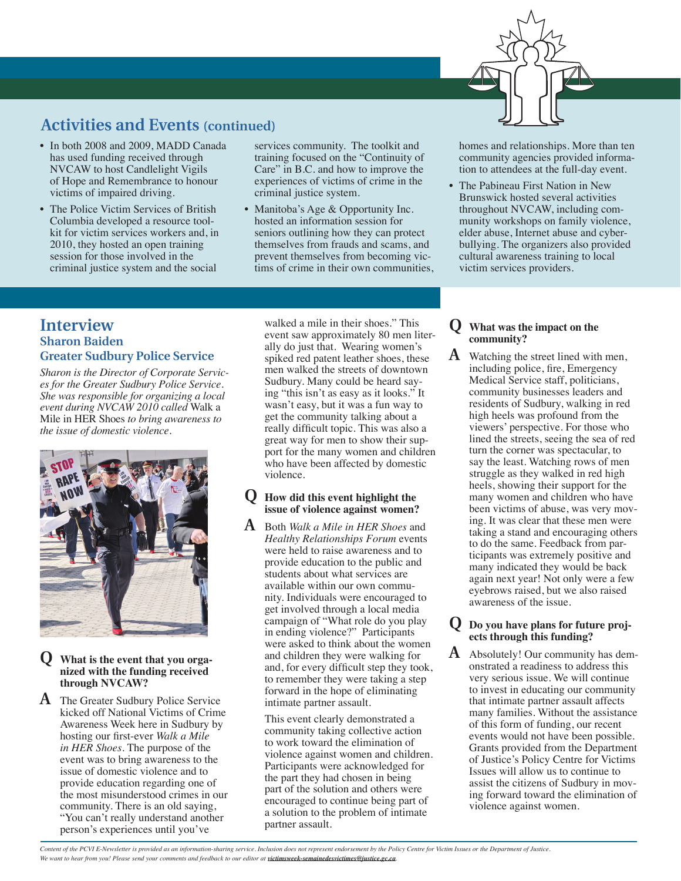## Activities and Events (continued)

- In both 2008 and 2009, MADD Canada has used funding received through NVCAW to host Candlelight Vigils of Hope and Remembrance to honour victims of impaired driving.
- The Police Victim Services of British Columbia developed a resource toolkit for victim services workers and, in 2010, they hosted an open training session for those involved in the criminal justice system and the social services community. The toolkit and training focused on the "Continuity of Care" in B.C. and how to improve the experiences of victims of crime in the criminal justice system.
- Manitoba's Age & Opportunity Inc. hosted an information session for seniors outlining how they can protect themselves from frauds and scams, and prevent themselves from becoming victims of crime in their own communities, homes and relationships. More than ten community agencies provided information to attendees at the full-day event.
- The Pabineau First Nation in New Brunswick hosted several activities throughout NVCAW, including community workshops on family violence, elder abuse, Internet abuse and cyberbullying. The organizers also provided cultural awareness training to local victim services providers.

## Interview

### Sharon Baiden
### Greater Sudbury Police Service

*Sharon is the Director of Corporate Services for the Greater Sudbury Police Service. She was responsible for organizing a local event during NVCAW 2010 called* Walk a Mile in HER Shoes *to bring awareness to the issue of domestic violence.*

**Q What is the event that you organized with the funding received through NVCAW?**

**A** The Greater Sudbury Police Service kicked off National Victims of Crime Awareness Week here in Sudbury by hosting our first-ever *Walk a Mile in HER Shoes*. The purpose of the event was to bring awareness to the issue of domestic violence and to provide education regarding one of the most misunderstood crimes in our community. There is an old saying, "You can't really understand another person's experiences until you've walked a mile in their shoes." This event saw approximately 80 men literally do just that. Wearing women's spiked red patent leather shoes, these men walked the streets of downtown Sudbury. Many could be heard saying "this isn't as easy as it looks." It wasn't easy, but it was a fun way to get the community talking about a really difficult topic. This was also a great way for men to show their support for the many women and children who have been affected by domestic violence.

**Q How did this event highlight the issue of violence against women?**

**A** Both *Walk a Mile in HER Shoes* and *Healthy Relationships Forum* events were held to raise awareness and to provide education to the public and students about what services are available within our own community. Individuals were encouraged to get involved through a local media campaign of "What role do you play in ending violence?" Participants were asked to think about the women and children they were walking for and, for every difficult step they took, to remember they were taking a step forward in the hope of eliminating intimate partner assault.

This event clearly demonstrated a community taking collective action to work toward the elimination of violence against women and children. Participants were acknowledged for the part they had chosen in being part of the solution and others were encouraged to continue being part of a solution to the problem of intimate partner assault.

**Q What was the impact on the community?**

**A** Watching the street lined with men, including police, fire, Emergency Medical Service staff, politicians, community businesses leaders and residents of Sudbury, walking in red high heels was profound from the viewers' perspective. For those who lined the streets, seeing the sea of red turn the corner was spectacular, to say the least. Watching rows of men struggle as they walked in red high heels, showing their support for the many women and children who have been victims of abuse, was very moving. It was clear that these men were taking a stand and encouraging others to do the same. Feedback from participants was extremely positive and many indicated they would be back again next year! Not only were a few eyebrows raised, but we also raised awareness of the issue.

**Q Do you have plans for future projects through this funding?**

**A** Absolutely! Our community has demonstrated a readiness to address this very serious issue. We will continue to invest in educating our community that intimate partner assault affects many families. Without the assistance of this form of funding, our recent events would not have been possible. Grants provided from the Department of Justice's Policy Centre for Victims Issues will allow us to continue to assist the citizens of Sudbury in moving forward toward the elimination of violence against women.

*Content of the PCVI E-Newsletter is provided as an information-sharing service. Inclusion does not represent endorsement by the Policy Centre for Victim Issues or the Department of Justice.*
*We want to hear from you! Please send your comments and feedback to our editor at* ***victimsweek-semainedesvictimes@justice.gc.ca****.*